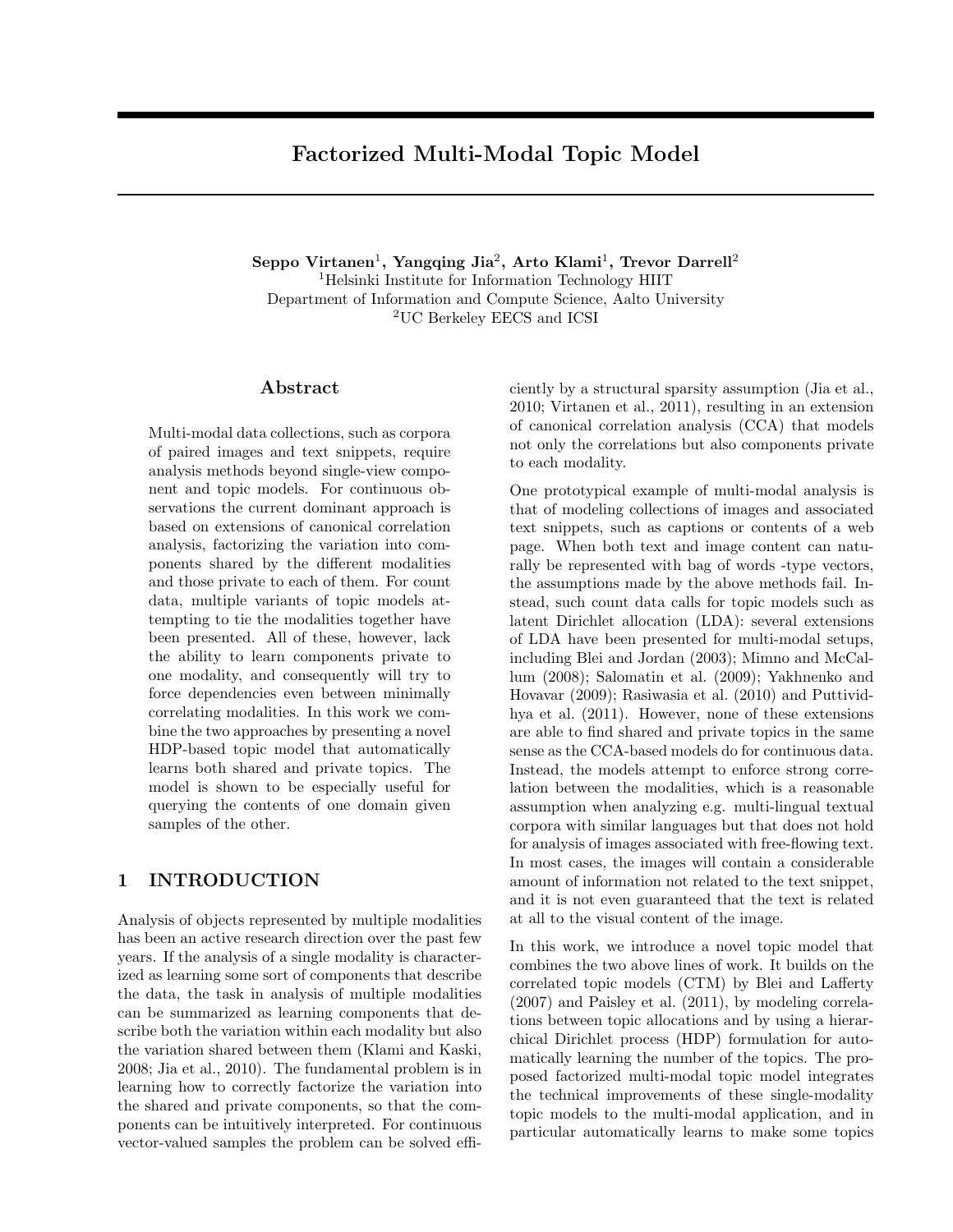# Factorized Multi-Modal Topic Model

**Seppo Virtanen[1], Yangqing Jia[2], Arto Klami[1], Trevor Darrell[2]**
[1]Helsinki Institute for Information Technology HIIT
Department of Information and Compute Science, Aalto University
[2]UC Berkeley EECS and ICSI

## Abstract

Multi-modal data collections, such as corpora of paired images and text snippets, require analysis methods beyond single-view component and topic models. For continuous observations the current dominant approach is based on extensions of canonical correlation analysis, factorizing the variation into components shared by the different modalities and those private to each of them. For count data, multiple variants of topic models attempting to tie the modalities together have been presented. All of these, however, lack the ability to learn components private to one modality, and consequently will try to force dependencies even between minimally correlating modalities. In this work we combine the two approaches by presenting a novel HDP-based topic model that automatically learns both shared and private topics. The model is shown to be especially useful for querying the contents of one domain given samples of the other.

## 1 INTRODUCTION

Analysis of objects represented by multiple modalities has been an active research direction over the past few years. If the analysis of a single modality is characterized as learning some sort of components that describe the data, the task in analysis of multiple modalities can be summarized as learning components that describe both the variation within each modality but also the variation shared between them (Klami and Kaski, 2008; Jia et al., 2010). The fundamental problem is in learning how to correctly factorize the variation into the shared and private components, so that the components can be intuitively interpreted. For continuous vector-valued samples the problem can be solved efficiently by a structural sparsity assumption (Jia et al., 2010; Virtanen et al., 2011), resulting in an extension of canonical correlation analysis (CCA) that models not only the correlations but also components private to each modality.

One prototypical example of multi-modal analysis is that of modeling collections of images and associated text snippets, such as captions or contents of a web page. When both text and image content can naturally be represented with bag of words -type vectors, the assumptions made by the above methods fail. Instead, such count data calls for topic models such as latent Dirichlet allocation (LDA): several extensions of LDA have been presented for multi-modal setups, including Blei and Jordan (2003); Mimno and McCallum (2008); Salomatin et al. (2009); Yakhnenko and Hovavar (2009); Rasiwasia et al. (2010) and Puttividhya et al. (2011). However, none of these extensions are able to find shared and private topics in the same sense as the CCA-based models do for continuous data. Instead, the models attempt to enforce strong correlation between the modalities, which is a reasonable assumption when analyzing e.g. multi-lingual textual corpora with similar languages but that does not hold for analysis of images associated with free-flowing text. In most cases, the images will contain a considerable amount of information not related to the text snippet, and it is not even guaranteed that the text is related at all to the visual content of the image.

In this work, we introduce a novel topic model that combines the two above lines of work. It builds on the correlated topic models (CTM) by Blei and Lafferty (2007) and Paisley et al. (2011), by modeling correlations between topic allocations and by using a hierarchical Dirichlet process (HDP) formulation for automatically learning the number of the topics. The proposed factorized multi-modal topic model integrates the technical improvements of these single-modality topic models to the multi-modal application, and in particular automatically learns to make some topics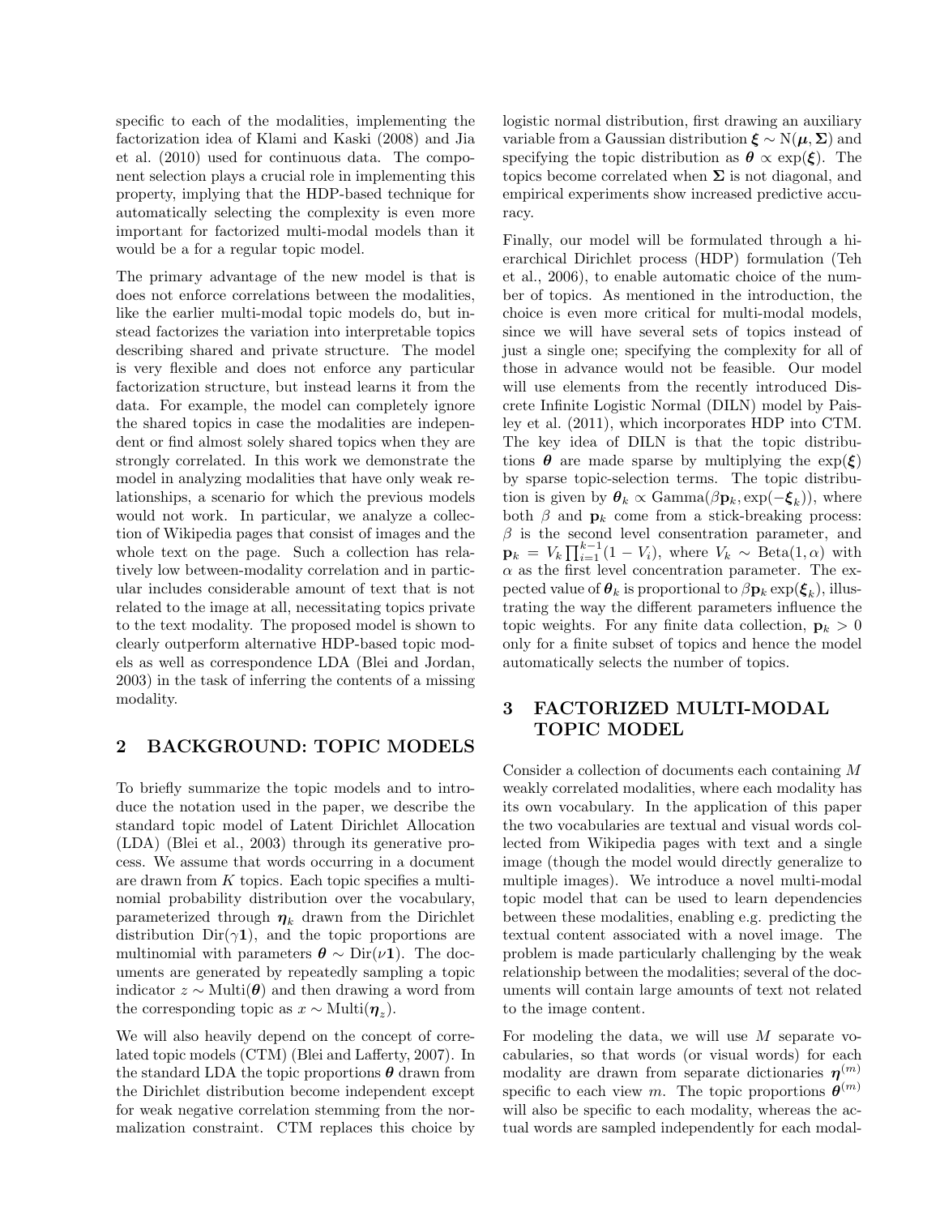specific to each of the modalities, implementing the factorization idea of Klami and Kaski (2008) and Jia et al. (2010) used for continuous data. The component selection plays a crucial role in implementing this property, implying that the HDP-based technique for automatically selecting the complexity is even more important for factorized multi-modal models than it would be a for a regular topic model.

The primary advantage of the new model is that is does not enforce correlations between the modalities, like the earlier multi-modal topic models do, but instead factorizes the variation into interpretable topics describing shared and private structure. The model is very flexible and does not enforce any particular factorization structure, but instead learns it from the data. For example, the model can completely ignore the shared topics in case the modalities are independent or find almost solely shared topics when they are strongly correlated. In this work we demonstrate the model in analyzing modalities that have only weak relationships, a scenario for which the previous models would not work. In particular, we analyze a collection of Wikipedia pages that consist of images and the whole text on the page. Such a collection has relatively low between-modality correlation and in particular includes considerable amount of text that is not related to the image at all, necessitating topics private to the text modality. The proposed model is shown to clearly outperform alternative HDP-based topic models as well as correspondence LDA (Blei and Jordan, 2003) in the task of inferring the contents of a missing modality.

## 2 BACKGROUND: TOPIC MODELS

To briefly summarize the topic models and to introduce the notation used in the paper, we describe the standard topic model of Latent Dirichlet Allocation (LDA) (Blei et al., 2003) through its generative process. We assume that words occurring in a document are drawn from $K$ topics. Each topic specifies a multinomial probability distribution over the vocabulary, parameterized through $\boldsymbol{\eta}_k$ drawn from the Dirichlet distribution $\text{Dir}(\gamma \mathbf{1})$, and the topic proportions are multinomial with parameters $\boldsymbol{\theta} \sim \text{Dir}(\nu \mathbf{1})$. The documents are generated by repeatedly sampling a topic indicator $z \sim \text{Multi}(\boldsymbol{\theta})$ and then drawing a word from the corresponding topic as $x \sim \text{Multi}(\boldsymbol{\eta}_z)$.

We will also heavily depend on the concept of correlated topic models (CTM) (Blei and Lafferty, 2007). In the standard LDA the topic proportions $\boldsymbol{\theta}$ drawn from the Dirichlet distribution become independent except for weak negative correlation stemming from the normalization constraint. CTM replaces this choice by logistic normal distribution, first drawing an auxiliary variable from a Gaussian distribution $\boldsymbol{\xi} \sim \text{N}(\boldsymbol{\mu}, \boldsymbol{\Sigma})$ and specifying the topic distribution as $\boldsymbol{\theta} \propto \exp(\boldsymbol{\xi})$. The topics become correlated when $\boldsymbol{\Sigma}$ is not diagonal, and empirical experiments show increased predictive accuracy.

Finally, our model will be formulated through a hierarchical Dirichlet process (HDP) formulation (Teh et al., 2006), to enable automatic choice of the number of topics. As mentioned in the introduction, the choice is even more critical for multi-modal models, since we will have several sets of topics instead of just a single one; specifying the complexity for all of those in advance would not be feasible. Our model will use elements from the recently introduced Discrete Infinite Logistic Normal (DILN) model by Paisley et al. (2011), which incorporates HDP into CTM. The key idea of DILN is that the topic distributions $\boldsymbol{\theta}$ are made sparse by multiplying the $\exp(\boldsymbol{\xi})$ by sparse topic-selection terms. The topic distribution is given by $\boldsymbol{\theta}_k \propto \text{Gamma}(\beta \mathbf{p}_k, \exp(-\boldsymbol{\xi}_k))$, where both $\beta$ and $\mathbf{p}_k$ come from a stick-breaking process: $\beta$ is the second level consentration parameter, and $\mathbf{p}_k = V_k \prod_{i=1}^{k-1}(1 - V_i)$, where $V_k \sim \text{Beta}(1, \alpha)$ with $\alpha$ as the first level concentration parameter. The expected value of $\boldsymbol{\theta}_k$ is proportional to $\beta \mathbf{p}_k \exp(\boldsymbol{\xi}_k)$, illustrating the way the different parameters influence the topic weights. For any finite data collection, $\mathbf{p}_k > 0$ only for a finite subset of topics and hence the model automatically selects the number of topics.

## 3 FACTORIZED MULTI-MODAL TOPIC MODEL

Consider a collection of documents each containing $M$ weakly correlated modalities, where each modality has its own vocabulary. In the application of this paper the two vocabularies are textual and visual words collected from Wikipedia pages with text and a single image (though the model would directly generalize to multiple images). We introduce a novel multi-modal topic model that can be used to learn dependencies between these modalities, enabling e.g. predicting the textual content associated with a novel image. The problem is made particularly challenging by the weak relationship between the modalities; several of the documents will contain large amounts of text not related to the image content.

For modeling the data, we will use $M$ separate vocabularies, so that words (or visual words) for each modality are drawn from separate dictionaries $\boldsymbol{\eta}^{(m)}$ specific to each view $m$. The topic proportions $\boldsymbol{\theta}^{(m)}$ will also be specific to each modality, whereas the actual words are sampled independently for each modal-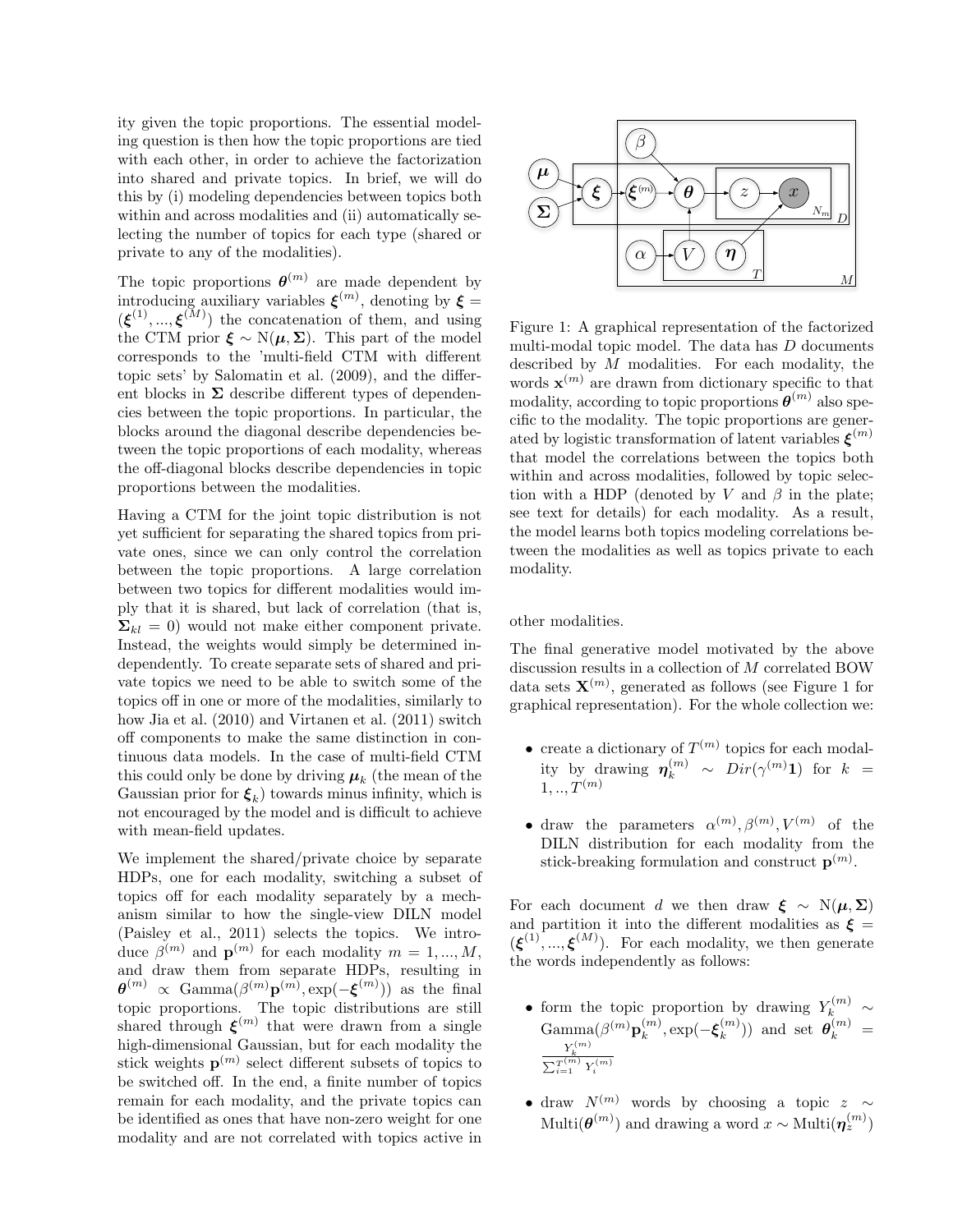ity given the topic proportions. The essential modeling question is then how the topic proportions are tied with each other, in order to achieve the factorization into shared and private topics. In brief, we will do this by (i) modeling dependencies between topics both within and across modalities and (ii) automatically selecting the number of topics for each type (shared or private to any of the modalities).

The topic proportions $\boldsymbol{\theta}^{(m)}$ are made dependent by introducing auxiliary variables $\boldsymbol{\xi}^{(m)}$, denoting by $\boldsymbol{\xi} = (\boldsymbol{\xi}^{(1)}, ..., \boldsymbol{\xi}^{(M)})$ the concatenation of them, and using the CTM prior $\boldsymbol{\xi} \sim \mathrm{N}(\boldsymbol{\mu}, \boldsymbol{\Sigma})$. This part of the model corresponds to the 'multi-field CTM with different topic sets' by Salomatin et al. (2009), and the different blocks in $\boldsymbol{\Sigma}$ describe different types of dependencies between the topic proportions. In particular, the blocks around the diagonal describe dependencies between the topic proportions of each modality, whereas the off-diagonal blocks describe dependencies in topic proportions between the modalities.

Having a CTM for the joint topic distribution is not yet sufficient for separating the shared topics from private ones, since we can only control the correlation between the topic proportions. A large correlation between two topics for different modalities would imply that it is shared, but lack of correlation (that is, $\boldsymbol{\Sigma}_{kl} = 0$) would not make either component private. Instead, the weights would simply be determined independently. To create separate sets of shared and private topics we need to be able to switch some of the topics off in one or more of the modalities, similarly to how Jia et al. (2010) and Virtanen et al. (2011) switch off components to make the same distinction in continuous data models. In the case of multi-field CTM this could only be done by driving $\boldsymbol{\mu}_k$ (the mean of the Gaussian prior for $\boldsymbol{\xi}_k$) towards minus infinity, which is not encouraged by the model and is difficult to achieve with mean-field updates.

We implement the shared/private choice by separate HDPs, one for each modality, switching a subset of topics off for each modality separately by a mechanism similar to how the single-view DILN model (Paisley et al., 2011) selects the topics. We introduce $\beta^{(m)}$ and $\mathbf{p}^{(m)}$ for each modality $m = 1, ..., M$, and draw them from separate HDPs, resulting in $\boldsymbol{\theta}^{(m)} \propto \mathrm{Gamma}(\beta^{(m)}\mathbf{p}^{(m)}, \exp(-\boldsymbol{\xi}^{(m)}))$ as the final topic proportions. The topic distributions are still shared through $\boldsymbol{\xi}^{(m)}$ that were drawn from a single high-dimensional Gaussian, but for each modality the stick weights $\mathbf{p}^{(m)}$ select different subsets of topics to be switched off. In the end, a finite number of topics remain for each modality, and the private topics can be identified as ones that have non-zero weight for one modality and are not correlated with topics active in other modalities.

Figure 1: A graphical representation of the factorized multi-modal topic model. The data has $D$ documents described by $M$ modalities. For each modality, the words $\mathbf{x}^{(m)}$ are drawn from dictionary specific to that modality, according to topic proportions $\boldsymbol{\theta}^{(m)}$ also specific to the modality. The topic proportions are generated by logistic transformation of latent variables $\boldsymbol{\xi}^{(m)}$ that model the correlations between the topics both within and across modalities, followed by topic selection with a HDP (denoted by $V$ and $\beta$ in the plate; see text for details) for each modality. As a result, the model learns both topics modeling correlations between the modalities as well as topics private to each modality.

The final generative model motivated by the above discussion results in a collection of $M$ correlated BOW data sets $\mathbf{X}^{(m)}$, generated as follows (see Figure 1 for graphical representation). For the whole collection we:

- create a dictionary of $T^{(m)}$ topics for each modality by drawing $\boldsymbol{\eta}_k^{(m)} \sim Dir(\gamma^{(m)}\mathbf{1})$ for $k = 1, .., T^{(m)}$
- draw the parameters $\alpha^{(m)}, \beta^{(m)}, V^{(m)}$ of the DILN distribution for each modality from the stick-breaking formulation and construct $\mathbf{p}^{(m)}$.

For each document $d$ we then draw $\boldsymbol{\xi} \sim \mathrm{N}(\boldsymbol{\mu}, \boldsymbol{\Sigma})$ and partition it into the different modalities as $\boldsymbol{\xi} = (\boldsymbol{\xi}^{(1)}, ..., \boldsymbol{\xi}^{(M)})$. For each modality, we then generate the words independently as follows:

- form the topic proportion by drawing $Y_k^{(m)} \sim \mathrm{Gamma}(\beta^{(m)}\mathbf{p}_k^{(m)}, \exp(-\boldsymbol{\xi}_k^{(m)}))$ and set $\boldsymbol{\theta}_k^{(m)} = \frac{Y_k^{(m)}}{\sum_{i=1}^{T^{(m)}} Y_i^{(m)}}$
- draw $N^{(m)}$ words by choosing a topic $z \sim \mathrm{Multi}(\boldsymbol{\theta}^{(m)})$ and drawing a word $x \sim \mathrm{Multi}(\boldsymbol{\eta}_z^{(m)})$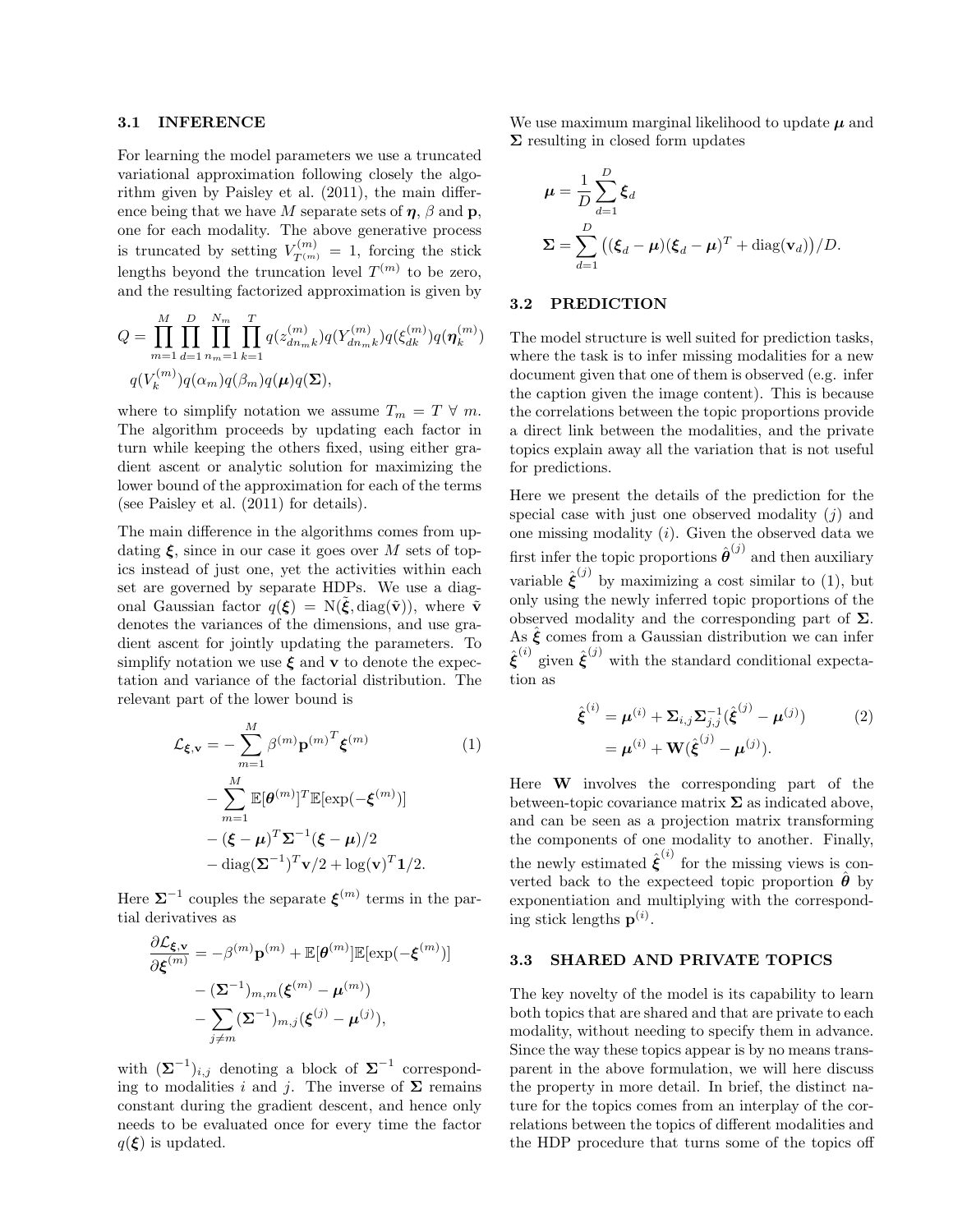### 3.1 INFERENCE

For learning the model parameters we use a truncated variational approximation following closely the algorithm given by Paisley et al. (2011), the main difference being that we have $M$ separate sets of $\boldsymbol{\eta}$, $\beta$ and $\mathbf{p}$, one for each modality. The above generative process is truncated by setting $V^{(m)}_{T^{(m)}} = 1$, forcing the stick lengths beyond the truncation level $T^{(m)}$ to be zero, and the resulting factorized approximation is given by

$$
Q = \prod_{m=1}^{M} \prod_{d=1}^{D} \prod_{n_m=1}^{N_m} \prod_{k=1}^{T} q(z^{(m)}_{dn_m k}) q(Y^{(m)}_{dn_m k}) q(\xi^{(m)}_{dk}) q(\boldsymbol{\eta}^{(m)}_k)
$$
$$
q(V^{(m)}_k) q(\alpha_m) q(\beta_m) q(\boldsymbol{\mu}) q(\boldsymbol{\Sigma}),
$$

where to simplify notation we assume $T_m = T \ \forall \ m$. The algorithm proceeds by updating each factor in turn while keeping the others fixed, using either gradient ascent or analytic solution for maximizing the lower bound of the approximation for each of the terms (see Paisley et al. (2011) for details).

The main difference in the algorithms comes from updating $\boldsymbol{\xi}$, since in our case it goes over $M$ sets of topics instead of just one, yet the activities within each set are governed by separate HDPs. We use a diagonal Gaussian factor $q(\boldsymbol{\xi}) = \mathrm{N}(\tilde{\boldsymbol{\xi}}, \mathrm{diag}(\tilde{\mathbf{v}}))$, where $\tilde{\mathbf{v}}$ denotes the variances of the dimensions, and use gradient ascent for jointly updating the parameters. To simplify notation we use $\boldsymbol{\xi}$ and $\mathbf{v}$ to denote the expectation and variance of the factorial distribution. The relevant part of the lower bound is

$$
\begin{aligned}
\mathcal{L}_{\boldsymbol{\xi},\mathbf{v}} = & -\sum_{m=1}^{M} \beta^{(m)} \mathbf{p}^{(m)T} \boldsymbol{\xi}^{(m)} \\
& - \sum_{m=1}^{M} \mathbb{E}[\boldsymbol{\theta}^{(m)}]^T \mathbb{E}[\exp(-\boldsymbol{\xi}^{(m)})] \\
& - (\boldsymbol{\xi} - \boldsymbol{\mu})^T \boldsymbol{\Sigma}^{-1} (\boldsymbol{\xi} - \boldsymbol{\mu})/2 \\
& - \mathrm{diag}(\boldsymbol{\Sigma}^{-1})^T \mathbf{v}/2 + \log(\mathbf{v})^T \mathbf{1}/2.
\end{aligned} \tag{1}
$$

Here $\boldsymbol{\Sigma}^{-1}$ couples the separate $\boldsymbol{\xi}^{(m)}$ terms in the partial derivatives as

$$
\begin{aligned}
\frac{\partial \mathcal{L}_{\boldsymbol{\xi},\mathbf{v}}}{\partial \boldsymbol{\xi}^{(m)}} = & -\beta^{(m)} \mathbf{p}^{(m)} + \mathbb{E}[\boldsymbol{\theta}^{(m)}] \mathbb{E}[\exp(-\boldsymbol{\xi}^{(m)})] \\
& - (\boldsymbol{\Sigma}^{-1})_{m,m} (\boldsymbol{\xi}^{(m)} - \boldsymbol{\mu}^{(m)}) \\
& - \sum_{j \neq m} (\boldsymbol{\Sigma}^{-1})_{m,j} (\boldsymbol{\xi}^{(j)} - \boldsymbol{\mu}^{(j)}),
\end{aligned}
$$

with $(\boldsymbol{\Sigma}^{-1})_{i,j}$ denoting a block of $\boldsymbol{\Sigma}^{-1}$ corresponding to modalities $i$ and $j$. The inverse of $\boldsymbol{\Sigma}$ remains constant during the gradient descent, and hence only needs to be evaluated once for every time the factor $q(\boldsymbol{\xi})$ is updated.

We use maximum marginal likelihood to update $\boldsymbol{\mu}$ and $\boldsymbol{\Sigma}$ resulting in closed form updates

$$
\boldsymbol{\mu} = \frac{1}{D} \sum_{d=1}^{D} \boldsymbol{\xi}_d
$$
$$
\boldsymbol{\Sigma} = \sum_{d=1}^{D} \left( (\boldsymbol{\xi}_d - \boldsymbol{\mu})(\boldsymbol{\xi}_d - \boldsymbol{\mu})^T + \mathrm{diag}(\mathbf{v}_d) \right) / D.
$$

### 3.2 PREDICTION

The model structure is well suited for prediction tasks, where the task is to infer missing modalities for a new document given that one of them is observed (e.g. infer the caption given the image content). This is because the correlations between the topic proportions provide a direct link between the modalities, and the private topics explain away all the variation that is not useful for predictions.

Here we present the details of the prediction for the special case with just one observed modality ($j$) and one missing modality ($i$). Given the observed data we first infer the topic proportions $\hat{\boldsymbol{\theta}}^{(j)}$ and then auxiliary variable $\hat{\boldsymbol{\xi}}^{(j)}$ by maximizing a cost similar to (1), but only using the newly inferred topic proportions of the observed modality and the corresponding part of $\boldsymbol{\Sigma}$. As $\hat{\boldsymbol{\xi}}$ comes from a Gaussian distribution we can infer $\hat{\boldsymbol{\xi}}^{(i)}$ given $\hat{\boldsymbol{\xi}}^{(j)}$ with the standard conditional expectation as

$$
\begin{aligned}
\hat{\boldsymbol{\xi}}^{(i)} &= \boldsymbol{\mu}^{(i)} + \boldsymbol{\Sigma}_{i,j} \boldsymbol{\Sigma}_{j,j}^{-1} (\hat{\boldsymbol{\xi}}^{(j)} - \boldsymbol{\mu}^{(j)}) \\
&= \boldsymbol{\mu}^{(i)} + \mathbf{W} (\hat{\boldsymbol{\xi}}^{(j)} - \boldsymbol{\mu}^{(j)}).
\end{aligned} \tag{2}
$$

Here $\mathbf{W}$ involves the corresponding part of the between-topic covariance matrix $\boldsymbol{\Sigma}$ as indicated above, and can be seen as a projection matrix transforming the components of one modality to another. Finally, the newly estimated $\hat{\boldsymbol{\xi}}^{(i)}$ for the missing views is converted back to the expecteed topic proportion $\hat{\boldsymbol{\theta}}$ by exponentiation and multiplying with the corresponding stick lengths $\mathbf{p}^{(i)}$.

### 3.3 SHARED AND PRIVATE TOPICS

The key novelty of the model is its capability to learn both topics that are shared and that are private to each modality, without needing to specify them in advance. Since the way these topics appear is by no means transparent in the above formulation, we will here discuss the property in more detail. In brief, the distinct nature for the topics comes from an interplay of the correlations between the topics of different modalities and the HDP procedure that turns some of the topics off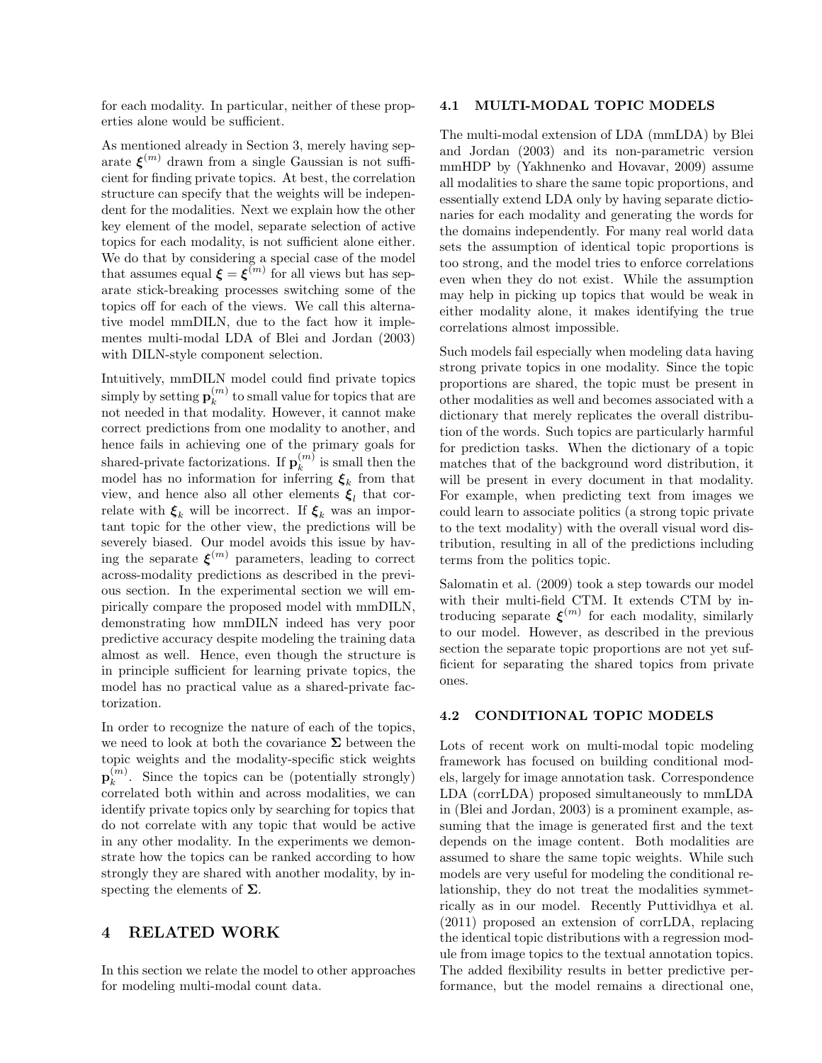for each modality. In particular, neither of these properties alone would be sufficient.

As mentioned already in Section 3, merely having separate $\boldsymbol{\xi}^{(m)}$ drawn from a single Gaussian is not sufficient for finding private topics. At best, the correlation structure can specify that the weights will be independent for the modalities. Next we explain how the other key element of the model, separate selection of active topics for each modality, is not sufficient alone either. We do that by considering a special case of the model that assumes equal $\boldsymbol{\xi} = \boldsymbol{\xi}^{(m)}$ for all views but has separate stick-breaking processes switching some of the topics off for each of the views. We call this alternative model mmDILN, due to the fact how it implementes multi-modal LDA of Blei and Jordan (2003) with DILN-style component selection.

Intuitively, mmDILN model could find private topics simply by setting $\mathbf{p}_k^{(m)}$ to small value for topics that are not needed in that modality. However, it cannot make correct predictions from one modality to another, and hence fails in achieving one of the primary goals for shared-private factorizations. If $\mathbf{p}_k^{(m)}$ is small then the model has no information for inferring $\boldsymbol{\xi}_k$ from that view, and hence also all other elements $\boldsymbol{\xi}_l$ that correlate with $\boldsymbol{\xi}_k$ will be incorrect. If $\boldsymbol{\xi}_k$ was an important topic for the other view, the predictions will be severely biased. Our model avoids this issue by having the separate $\boldsymbol{\xi}^{(m)}$ parameters, leading to correct across-modality predictions as described in the previous section. In the experimental section we will empirically compare the proposed model with mmDILN, demonstrating how mmDILN indeed has very poor predictive accuracy despite modeling the training data almost as well. Hence, even though the structure is in principle sufficient for learning private topics, the model has no practical value as a shared-private factorization.

In order to recognize the nature of each of the topics, we need to look at both the covariance $\boldsymbol{\Sigma}$ between the topic weights and the modality-specific stick weights $\mathbf{p}_k^{(m)}$. Since the topics can be (potentially strongly) correlated both within and across modalities, we can identify private topics only by searching for topics that do not correlate with any topic that would be active in any other modality. In the experiments we demonstrate how the topics can be ranked according to how strongly they are shared with another modality, by inspecting the elements of $\boldsymbol{\Sigma}$.

# 4 RELATED WORK

In this section we relate the model to other approaches for modeling multi-modal count data.

## 4.1 MULTI-MODAL TOPIC MODELS

The multi-modal extension of LDA (mmLDA) by Blei and Jordan (2003) and its non-parametric version mmHDP by (Yakhnenko and Hovavar, 2009) assume all modalities to share the same topic proportions, and essentially extend LDA only by having separate dictionaries for each modality and generating the words for the domains independently. For many real world data sets the assumption of identical topic proportions is too strong, and the model tries to enforce correlations even when they do not exist. While the assumption may help in picking up topics that would be weak in either modality alone, it makes identifying the true correlations almost impossible.

Such models fail especially when modeling data having strong private topics in one modality. Since the topic proportions are shared, the topic must be present in other modalities as well and becomes associated with a dictionary that merely replicates the overall distribution of the words. Such topics are particularly harmful for prediction tasks. When the dictionary of a topic matches that of the background word distribution, it will be present in every document in that modality. For example, when predicting text from images we could learn to associate politics (a strong topic private to the text modality) with the overall visual word distribution, resulting in all of the predictions including terms from the politics topic.

Salomatin et al. (2009) took a step towards our model with their multi-field CTM. It extends CTM by introducing separate $\boldsymbol{\xi}^{(m)}$ for each modality, similarly to our model. However, as described in the previous section the separate topic proportions are not yet sufficient for separating the shared topics from private ones.

## 4.2 CONDITIONAL TOPIC MODELS

Lots of recent work on multi-modal topic modeling framework has focused on building conditional models, largely for image annotation task. Correspondence LDA (corrLDA) proposed simultaneously to mmLDA in (Blei and Jordan, 2003) is a prominent example, assuming that the image is generated first and the text depends on the image content. Both modalities are assumed to share the same topic weights. While such models are very useful for modeling the conditional relationship, they do not treat the modalities symmetrically as in our model. Recently Puttividhya et al. (2011) proposed an extension of corrLDA, replacing the identical topic distributions with a regression module from image topics to the textual annotation topics. The added flexibility results in better predictive performance, but the model remains a directional one,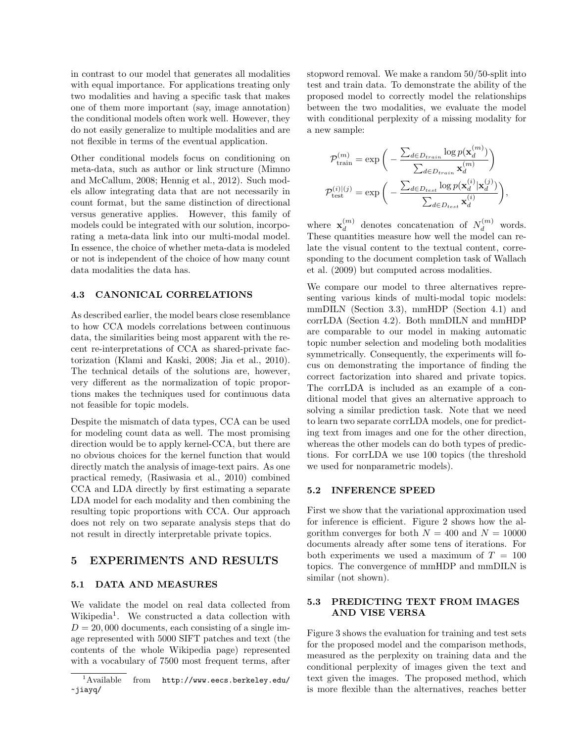in contrast to our model that generates all modalities with equal importance. For applications treating only two modalities and having a specific task that makes one of them more important (say, image annotation) the conditional models often work well. However, they do not easily generalize to multiple modalities and are not flexible in terms of the eventual application.

Other conditional models focus on conditioning on meta-data, such as author or link structure (Mimno and McCallum, 2008; Hennig et al., 2012). Such models allow integrating data that are not necessarily in count format, but the same distinction of directional versus generative applies. However, this family of models could be integrated with our solution, incorporating a meta-data link into our multi-modal model. In essence, the choice of whether meta-data is modeled or not is independent of the choice of how many count data modalities the data has.

### 4.3 CANONICAL CORRELATIONS

As described earlier, the model bears close resemblance to how CCA models correlations between continuous data, the similarities being most apparent with the recent re-interpretations of CCA as shared-private factorization (Klami and Kaski, 2008; Jia et al., 2010). The technical details of the solutions are, however, very different as the normalization of topic proportions makes the techniques used for continuous data not feasible for topic models.

Despite the mismatch of data types, CCA can be used for modeling count data as well. The most promising direction would be to apply kernel-CCA, but there are no obvious choices for the kernel function that would directly match the analysis of image-text pairs. As one practical remedy, (Rasiwasia et al., 2010) combined CCA and LDA directly by first estimating a separate LDA model for each modality and then combining the resulting topic proportions with CCA. Our approach does not rely on two separate analysis steps that do not result in directly interpretable private topics.

## 5 EXPERIMENTS AND RESULTS

### 5.1 DATA AND MEASURES

We validate the model on real data collected from Wikipedia[1]. We constructed a data collection with $D = 20,000$ documents, each consisting of a single image represented with 5000 SIFT patches and text (the contents of the whole Wikipedia page) represented with a vocabulary of 7500 most frequent terms, after stopword removal. We make a random 50/50-split into test and train data. To demonstrate the ability of the proposed model to correctly model the relationships between the two modalities, we evaluate the model with conditional perplexity of a missing modality for a new sample:

$$\mathcal{P}^{(m)}_{\text{train}} = \exp\Bigg( - \frac{\sum_{d \in D_{train}} \log p(\mathbf{x}^{(m)}_d)}{\sum_{d \in D_{train}} \mathbf{x}^{(m)}_d} \Bigg)$$

$$\mathcal{P}^{(i)|(j)}_{\text{test}} = \exp\Bigg( - \frac{\sum_{d \in D_{test}} \log p(\mathbf{x}^{(i)}_d | \mathbf{x}^{(j)}_d)}{\sum_{d \in D_{test}} \mathbf{x}^{(i)}_d} \Bigg),$$

where $\mathbf{x}^{(m)}_d$ denotes concatenation of $N^{(m)}_d$ words. These quantities measure how well the model can relate the visual content to the textual content, corresponding to the document completion task of Wallach et al. (2009) but computed across modalities.

We compare our model to three alternatives representing various kinds of multi-modal topic models: mmDILN (Section 3.3), mmHDP (Section 4.1) and corrLDA (Section 4.2). Both mmDILN and mmHDP are comparable to our model in making automatic topic number selection and modeling both modalities symmetrically. Consequently, the experiments will focus on demonstrating the importance of finding the correct factorization into shared and private topics. The corrLDA is included as an example of a conditional model that gives an alternative approach to solving a similar prediction task. Note that we need to learn two separate corrLDA models, one for predicting text from images and one for the other direction, whereas the other models can do both types of predictions. For corrLDA we use 100 topics (the threshold we used for nonparametric models).

### 5.2 INFERENCE SPEED

First we show that the variational approximation used for inference is efficient. Figure 2 shows how the algorithm converges for both $N = 400$ and $N = 10000$ documents already after some tens of iterations. For both experiments we used a maximum of $T = 100$ topics. The convergence of mmHDP and mmDILN is similar (not shown).

### 5.3 PREDICTING TEXT FROM IMAGES AND VISE VERSA

Figure 3 shows the evaluation for training and test sets for the proposed model and the comparison methods, measured as the perplexity on training data and the conditional perplexity of images given the text and text given the images. The proposed method, which is more flexible than the alternatives, reaches better

[1] Available from http://www.eecs.berkeley.edu/~jiayq/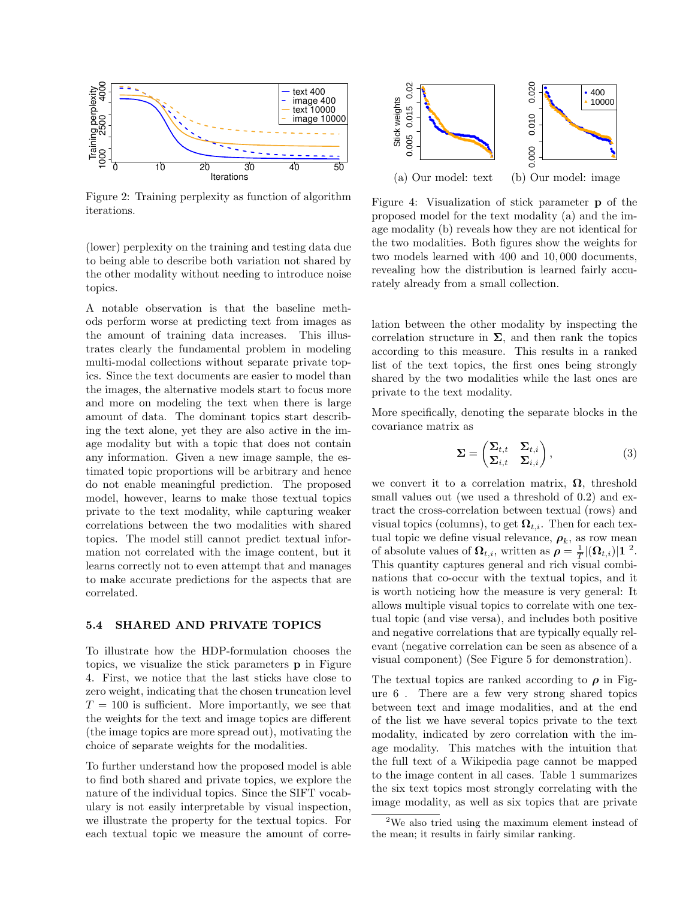Figure 2: Training perplexity as function of algorithm iterations.

(lower) perplexity on the training and testing data due to being able to describe both variation not shared by the other modality without needing to introduce noise topics.

A notable observation is that the baseline methods perform worse at predicting text from images as the amount of training data increases. This illustrates clearly the fundamental problem in modeling multi-modal collections without separate private topics. Since the text documents are easier to model than the images, the alternative models start to focus more and more on modeling the text when there is large amount of data. The dominant topics start describing the text alone, yet they are also active in the image modality but with a topic that does not contain any information. Given a new image sample, the estimated topic proportions will be arbitrary and hence do not enable meaningful prediction. The proposed model, however, learns to make those textual topics private to the text modality, while capturing weaker correlations between the two modalities with shared topics. The model still cannot predict textual information not correlated with the image content, but it learns correctly not to even attempt that and manages to make accurate predictions for the aspects that are correlated.

### 5.4 SHARED AND PRIVATE TOPICS

To illustrate how the HDP-formulation chooses the topics, we visualize the stick parameters $\mathbf{p}$ in Figure 4. First, we notice that the last sticks have close to zero weight, indicating that the chosen truncation level $T = 100$ is sufficient. More importantly, we see that the weights for the text and image topics are different (the image topics are more spread out), motivating the choice of separate weights for the modalities.

To further understand how the proposed model is able to find both shared and private topics, we explore the nature of the individual topics. Since the SIFT vocabulary is not easily interpretable by visual inspection, we illustrate the property for the textual topics. For each textual topic we measure the amount of correlation between the other modality by inspecting the correlation structure in $\mathbf{\Sigma}$, and then rank the topics according to this measure. This results in a ranked list of the text topics, the first ones being strongly shared by the two modalities while the last ones are private to the text modality.

(a) Our model: text (b) Our model: image

Figure 4: Visualization of stick parameter $\mathbf{p}$ of the proposed model for the text modality (a) and the image modality (b) reveals how they are not identical for the two modalities. Both figures show the weights for two models learned with 400 and 10,000 documents, revealing how the distribution is learned fairly accurately already from a small collection.

More specifically, denoting the separate blocks in the covariance matrix as

$$\mathbf{\Sigma} = \begin{pmatrix} \mathbf{\Sigma}_{t,t} & \mathbf{\Sigma}_{t,i} \\ \mathbf{\Sigma}_{i,t} & \mathbf{\Sigma}_{i,i} \end{pmatrix}, \tag{3}$$

we convert it to a correlation matrix, $\mathbf{\Omega}$, threshold small values out (we used a threshold of 0.2) and extract the cross-correlation between textual (rows) and visual topics (columns), to get $\mathbf{\Omega}_{t,i}$. Then for each textual topic we define visual relevance, $\boldsymbol{\rho}_k$, as row mean of absolute values of $\mathbf{\Omega}_{t,i}$, written as $\boldsymbol{\rho} = \frac{1}{T}|(\mathbf{\Omega}_{t,i})|\mathbf{1}$ [2]. This quantity captures general and rich visual combinations that co-occur with the textual topics, and it is worth noticing how the measure is very general: It allows multiple visual topics to correlate with one textual topic (and vise versa), and includes both positive and negative correlations that are typically equally relevant (negative correlation can be seen as absence of a visual component) (See Figure 5 for demonstration).

The textual topics are ranked according to $\boldsymbol{\rho}$ in Figure 6 . There are a few very strong shared topics between text and image modalities, and at the end of the list we have several topics private to the text modality, indicated by zero correlation with the image modality. This matches with the intuition that the full text of a Wikipedia page cannot be mapped to the image content in all cases. Table 1 summarizes the six text topics most strongly correlating with the image modality, as well as six topics that are private

[2] We also tried using the maximum element instead of the mean; it results in fairly similar ranking.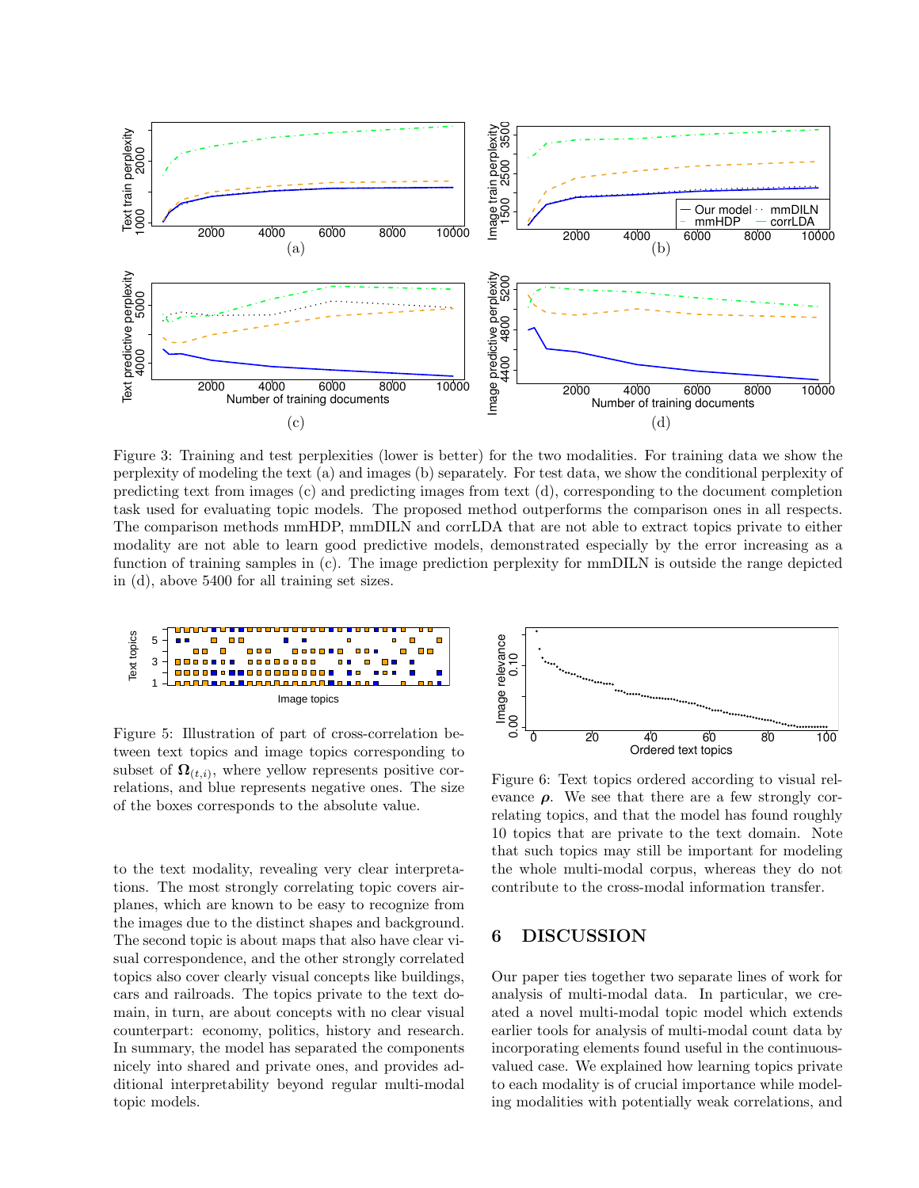Figure 3: Training and test perplexities (lower is better) for the two modalities. For training data we show the perplexity of modeling the text (a) and images (b) separately. For test data, we show the conditional perplexity of predicting text from images (c) and predicting images from text (d), corresponding to the document completion task used for evaluating topic models. The proposed method outperforms the comparison ones in all respects. The comparison methods mmHDP, mmDILN and corrLDA that are not able to extract topics private to either modality are not able to learn good predictive models, demonstrated especially by the error increasing as a function of training samples in (c). The image prediction perplexity for mmDILN is outside the range depicted in (d), above 5400 for all training set sizes.

Figure 5: Illustration of part of cross-correlation between text topics and image topics corresponding to subset of $\mathbf{\Omega}_{(t,i)}$, where yellow represents positive correlations, and blue represents negative ones. The size of the boxes corresponds to the absolute value.

Figure 6: Text topics ordered according to visual relevance $\boldsymbol{\rho}$. We see that there are a few strongly correlating topics, and that the model has found roughly 10 topics that are private to the text domain. Note that such topics may still be important for modeling the whole multi-modal corpus, whereas they do not contribute to the cross-modal information transfer.

to the text modality, revealing very clear interpretations. The most strongly correlating topic covers airplanes, which are known to be easy to recognize from the images due to the distinct shapes and background. The second topic is about maps that also have clear visual correspondence, and the other strongly correlated topics also cover clearly visual concepts like buildings, cars and railroads. The topics private to the text domain, in turn, are about concepts with no clear visual counterpart: economy, politics, history and research. In summary, the model has separated the components nicely into shared and private ones, and provides additional interpretability beyond regular multi-modal topic models.

## 6 DISCUSSION

Our paper ties together two separate lines of work for analysis of multi-modal data. In particular, we created a novel multi-modal topic model which extends earlier tools for analysis of multi-modal count data by incorporating elements found useful in the continuous-valued case. We explained how learning topics private to each modality is of crucial importance while modeling modalities with potentially weak correlations, and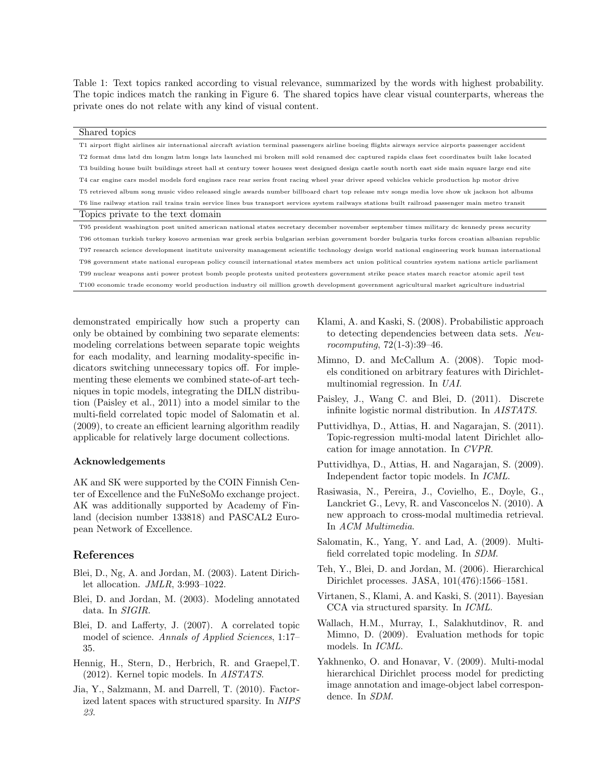Table 1: Text topics ranked according to visual relevance, summarized by the words with highest probability. The topic indices match the ranking in Figure 6. The shared topics have clear visual counterparts, whereas the private ones do not relate with any kind of visual content.

| Shared topics |
|---|
| T1 airport flight airlines air international aircraft aviation terminal passengers airline boeing flights airways service airports passenger accident |
| T2 format dms latd dm longm latm longs lats launched mi broken mill sold renamed dec captured rapids class feet coordinates built lake located |
| T3 building house built buildings street hall st century tower houses west designed design castle south north east side main square large end site |
| T4 car engine cars model models ford engines race rear series front racing wheel year driver speed vehicles vehicle production hp motor drive |
| T5 retrieved album song music video released single awards number billboard chart top release mtv songs media love show uk jackson hot albums |
| T6 line railway station rail trains train service lines bus transport services system railways stations built railroad passenger main metro transit |
| **Topics private to the text domain** |
| T95 president washington post united american national states secretary december november september times military dc kennedy press security |
| T96 ottoman turkish turkey kosovo armenian war greek serbia bulgarian serbian government border bulgaria turks forces croatian albanian republic |
| T97 research science development institute university management scientific technology design world national engineering work human international |
| T98 government state national european policy council international states members act union political countries system nations article parliament |
| T99 nuclear weapons anti power protest bomb people protests united protesters government strike peace states march reactor atomic april test |
| T100 economic trade economy world production industry oil million growth development government agricultural market agriculture industrial |

demonstrated empirically how such a property can only be obtained by combining two separate elements: modeling correlations between separate topic weights for each modality, and learning modality-specific indicators switching unnecessary topics off. For implementing these elements we combined state-of-art techniques in topic models, integrating the DILN distribution (Paisley et al., 2011) into a model similar to the multi-field correlated topic model of Salomatin et al. (2009), to create an efficient learning algorithm readily applicable for relatively large document collections.

#### Acknowledgements

AK and SK were supported by the COIN Finnish Center of Excellence and the FuNeSoMo exchange project. AK was additionally supported by Academy of Finland (decision number 133818) and PASCAL2 European Network of Excellence.

## References

Blei, D., Ng, A. and Jordan, M. (2003). Latent Dirichlet allocation. *JMLR*, 3:993–1022.

Blei, D. and Jordan, M. (2003). Modeling annotated data. In *SIGIR*.

Blei, D. and Lafferty, J. (2007). A correlated topic model of science. *Annals of Applied Sciences*, 1:17–35.

Hennig, H., Stern, D., Herbrich, R. and Graepel,T. (2012). Kernel topic models. In *AISTATS*.

Jia, Y., Salzmann, M. and Darrell, T. (2010). Factorized latent spaces with structured sparsity. In *NIPS 23*.

Klami, A. and Kaski, S. (2008). Probabilistic approach to detecting dependencies between data sets. *Neurocomputing*, 72(1-3):39–46.

Mimno, D. and McCallum A. (2008). Topic models conditioned on arbitrary features with Dirichlet-multinomial regression. In *UAI*.

Paisley, J., Wang C. and Blei, D. (2011). Discrete infinite logistic normal distribution. In *AISTATS*.

Puttividhya, D., Attias, H. and Nagarajan, S. (2011). Topic-regression multi-modal latent Dirichlet allocation for image annotation. In *CVPR*.

Puttividhya, D., Attias, H. and Nagarajan, S. (2009). Independent factor topic models. In *ICML*.

Rasiwasia, N., Pereira, J., Covielho, E., Doyle, G., Lanckriet G., Levy, R. and Vasconcelos N. (2010). A new approach to cross-modal multimedia retrieval. In *ACM Multimedia*.

Salomatin, K., Yang, Y. and Lad, A. (2009). Multi-field correlated topic modeling. In *SDM*.

Teh, Y., Blei, D. and Jordan, M. (2006). Hierarchical Dirichlet processes. JASA, 101(476):1566–1581.

Virtanen, S., Klami, A. and Kaski, S. (2011). Bayesian CCA via structured sparsity. In *ICML*.

Wallach, H.M., Murray, I., Salakhutdinov, R. and Mimno, D. (2009). Evaluation methods for topic models. In *ICML*.

Yakhnenko, O. and Honavar, V. (2009). Multi-modal hierarchical Dirichlet process model for predicting image annotation and image-object label correspondence. In *SDM*.